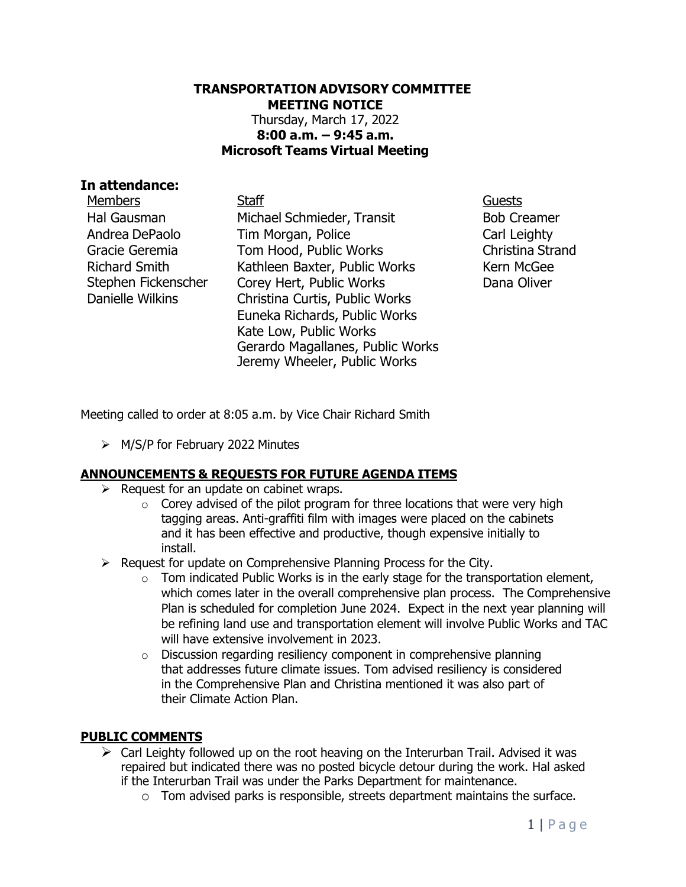**TRANSPORTATION ADVISORY COMMITTEE**
**MEETING NOTICE**
Thursday, March 17, 2022
**8:00 a.m. – 9:45 a.m.**
**Microsoft Teams Virtual Meeting**

## In attendance:

| Members | Staff | Guests |
| --- | --- | --- |
| Hal Gausman | Michael Schmieder, Transit | Bob Creamer |
| Andrea DePaolo | Tim Morgan, Police | Carl Leighty |
| Gracie Geremia | Tom Hood, Public Works | Christina Strand |
| Richard Smith | Kathleen Baxter, Public Works | Kern McGee |
| Stephen Fickenscher | Corey Hert, Public Works | Dana Oliver |
| Danielle Wilkins | Christina Curtis, Public Works | |
| | Euneka Richards, Public Works | |
| | Kate Low, Public Works | |
| | Gerardo Magallanes, Public Works | |
| | Jeremy Wheeler, Public Works | |

Meeting called to order at 8:05 a.m. by Vice Chair Richard Smith

- M/S/P for February 2022 Minutes

**ANNOUNCEMENTS & REQUESTS FOR FUTURE AGENDA ITEMS**

- Request for an update on cabinet wraps.
  - Corey advised of the pilot program for three locations that were very high tagging areas. Anti-graffiti film with images were placed on the cabinets and it has been effective and productive, though expensive initially to install.
- Request for update on Comprehensive Planning Process for the City.
  - Tom indicated Public Works is in the early stage for the transportation element, which comes later in the overall comprehensive plan process. The Comprehensive Plan is scheduled for completion June 2024. Expect in the next year planning will be refining land use and transportation element will involve Public Works and TAC will have extensive involvement in 2023.
  - Discussion regarding resiliency component in comprehensive planning that addresses future climate issues. Tom advised resiliency is considered in the Comprehensive Plan and Christina mentioned it was also part of their Climate Action Plan.

**PUBLIC COMMENTS**

- Carl Leighty followed up on the root heaving on the Interurban Trail. Advised it was repaired but indicated there was no posted bicycle detour during the work. Hal asked if the Interurban Trail was under the Parks Department for maintenance.
  - Tom advised parks is responsible, streets department maintains the surface.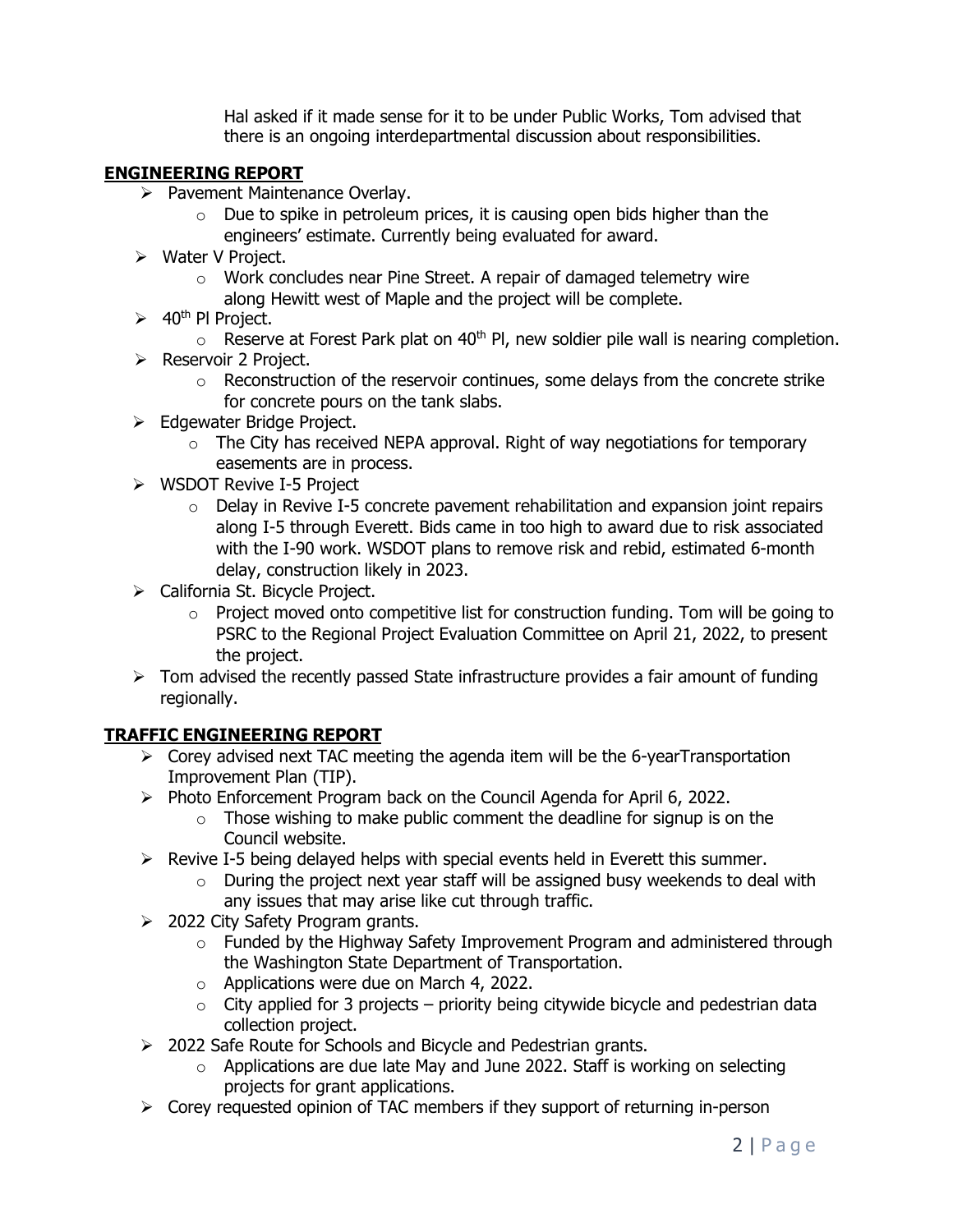Hal asked if it made sense for it to be under Public Works, Tom advised that there is an ongoing interdepartmental discussion about responsibilities.

## ENGINEERING REPORT

- Pavement Maintenance Overlay.
  - Due to spike in petroleum prices, it is causing open bids higher than the engineers' estimate. Currently being evaluated for award.
- Water V Project.
  - Work concludes near Pine Street. A repair of damaged telemetry wire along Hewitt west of Maple and the project will be complete.
- 40th Pl Project.
  - Reserve at Forest Park plat on 40th Pl, new soldier pile wall is nearing completion.
- Reservoir 2 Project.
  - Reconstruction of the reservoir continues, some delays from the concrete strike for concrete pours on the tank slabs.
- Edgewater Bridge Project.
  - The City has received NEPA approval. Right of way negotiations for temporary easements are in process.
- WSDOT Revive I-5 Project
  - Delay in Revive I-5 concrete pavement rehabilitation and expansion joint repairs along I-5 through Everett. Bids came in too high to award due to risk associated with the I-90 work. WSDOT plans to remove risk and rebid, estimated 6-month delay, construction likely in 2023.
- California St. Bicycle Project.
  - Project moved onto competitive list for construction funding. Tom will be going to PSRC to the Regional Project Evaluation Committee on April 21, 2022, to present the project.
- Tom advised the recently passed State infrastructure provides a fair amount of funding regionally.

## TRAFFIC ENGINEERING REPORT

- Corey advised next TAC meeting the agenda item will be the 6-yearTransportation Improvement Plan (TIP).
- Photo Enforcement Program back on the Council Agenda for April 6, 2022.
  - Those wishing to make public comment the deadline for signup is on the Council website.
- Revive I-5 being delayed helps with special events held in Everett this summer.
  - During the project next year staff will be assigned busy weekends to deal with any issues that may arise like cut through traffic.
- 2022 City Safety Program grants.
  - Funded by the Highway Safety Improvement Program and administered through the Washington State Department of Transportation.
  - Applications were due on March 4, 2022.
  - City applied for 3 projects – priority being citywide bicycle and pedestrian data collection project.
- 2022 Safe Route for Schools and Bicycle and Pedestrian grants.
  - Applications are due late May and June 2022. Staff is working on selecting projects for grant applications.
- Corey requested opinion of TAC members if they support of returning in-person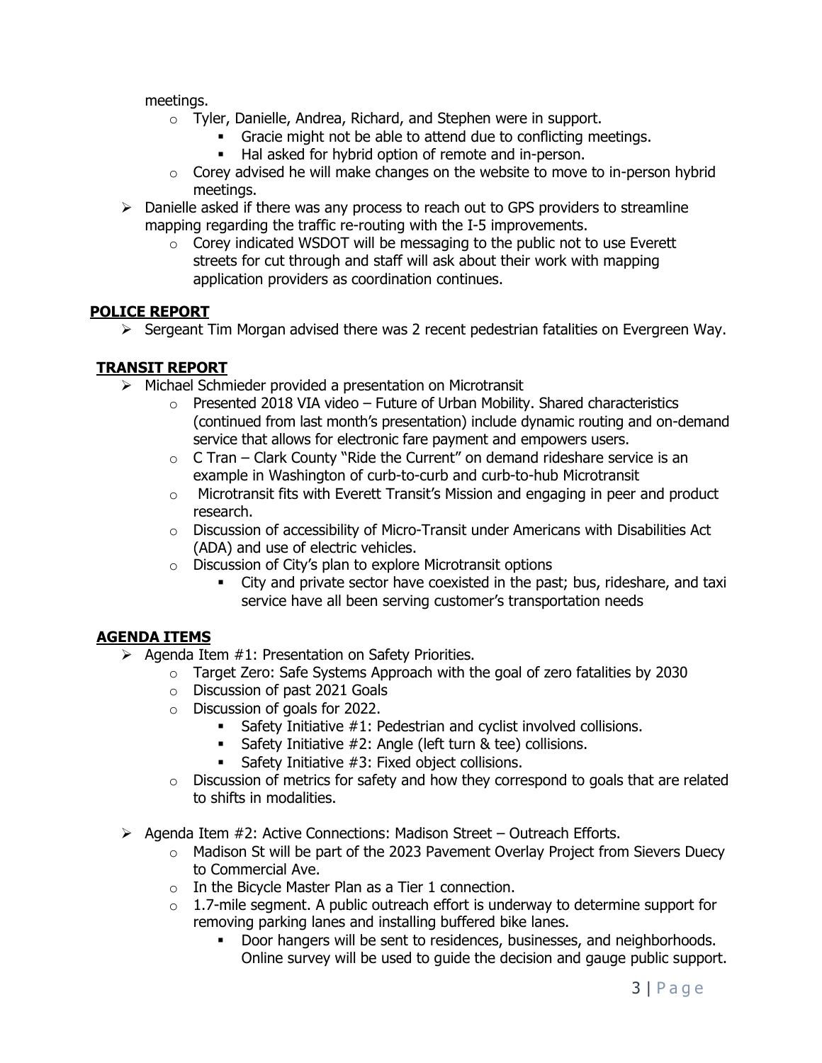meetings.

  - Tyler, Danielle, Andrea, Richard, and Stephen were in support.
    - Gracie might not be able to attend due to conflicting meetings.
    - Hal asked for hybrid option of remote and in-person.
  - Corey advised he will make changes on the website to move to in-person hybrid meetings.
- Danielle asked if there was any process to reach out to GPS providers to streamline mapping regarding the traffic re-routing with the I-5 improvements.
  - Corey indicated WSDOT will be messaging to the public not to use Everett streets for cut through and staff will ask about their work with mapping application providers as coordination continues.

## POLICE REPORT

- Sergeant Tim Morgan advised there was 2 recent pedestrian fatalities on Evergreen Way.

## TRANSIT REPORT

- Michael Schmieder provided a presentation on Microtransit
  - Presented 2018 VIA video – Future of Urban Mobility. Shared characteristics (continued from last month's presentation) include dynamic routing and on-demand service that allows for electronic fare payment and empowers users.
  - C Tran – Clark County "Ride the Current" on demand rideshare service is an example in Washington of curb-to-curb and curb-to-hub Microtransit
  - Microtransit fits with Everett Transit's Mission and engaging in peer and product research.
  - Discussion of accessibility of Micro-Transit under Americans with Disabilities Act (ADA) and use of electric vehicles.
  - Discussion of City's plan to explore Microtransit options
    - City and private sector have coexisted in the past; bus, rideshare, and taxi service have all been serving customer's transportation needs

## AGENDA ITEMS

- Agenda Item #1: Presentation on Safety Priorities.
  - Target Zero: Safe Systems Approach with the goal of zero fatalities by 2030
  - Discussion of past 2021 Goals
  - Discussion of goals for 2022.
    - Safety Initiative #1: Pedestrian and cyclist involved collisions.
    - Safety Initiative #2: Angle (left turn & tee) collisions.
    - Safety Initiative #3: Fixed object collisions.
  - Discussion of metrics for safety and how they correspond to goals that are related to shifts in modalities.

- Agenda Item #2: Active Connections: Madison Street – Outreach Efforts.
  - Madison St will be part of the 2023 Pavement Overlay Project from Sievers Duecy to Commercial Ave.
  - In the Bicycle Master Plan as a Tier 1 connection.
  - 1.7-mile segment. A public outreach effort is underway to determine support for removing parking lanes and installing buffered bike lanes.
    - Door hangers will be sent to residences, businesses, and neighborhoods. Online survey will be used to guide the decision and gauge public support.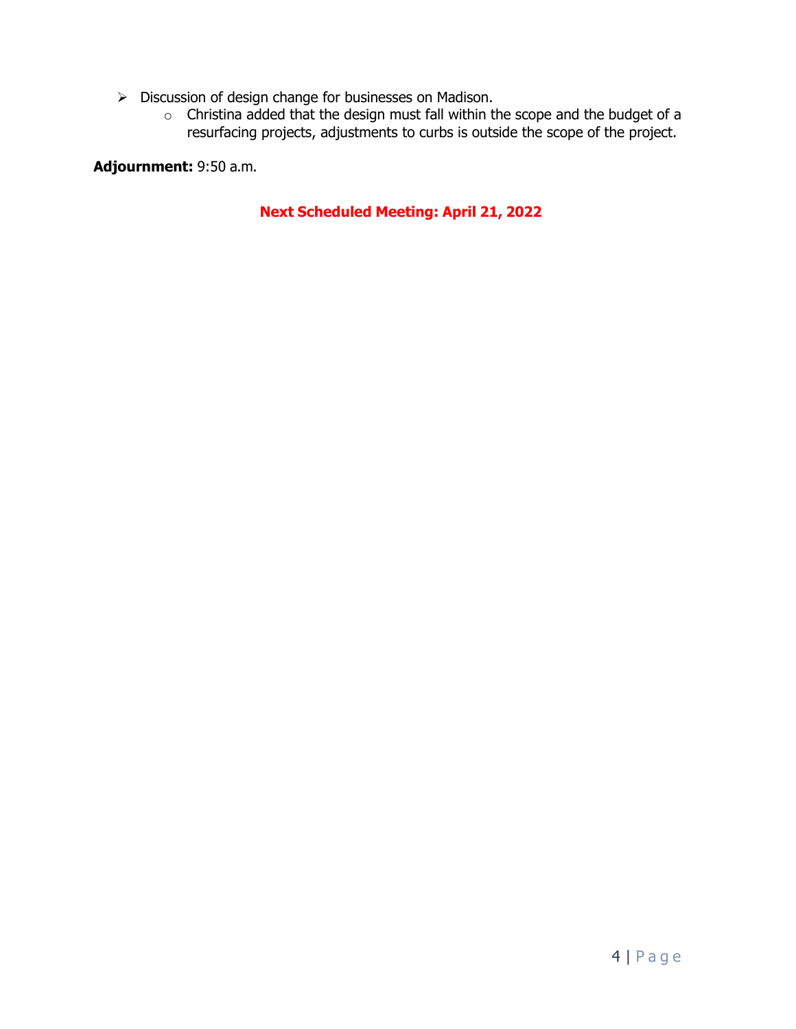- Discussion of design change for businesses on Madison.
  - Christina added that the design must fall within the scope and the budget of a resurfacing projects, adjustments to curbs is outside the scope of the project.

**Adjournment:** 9:50 a.m.

**Next Scheduled Meeting: April 21, 2022**